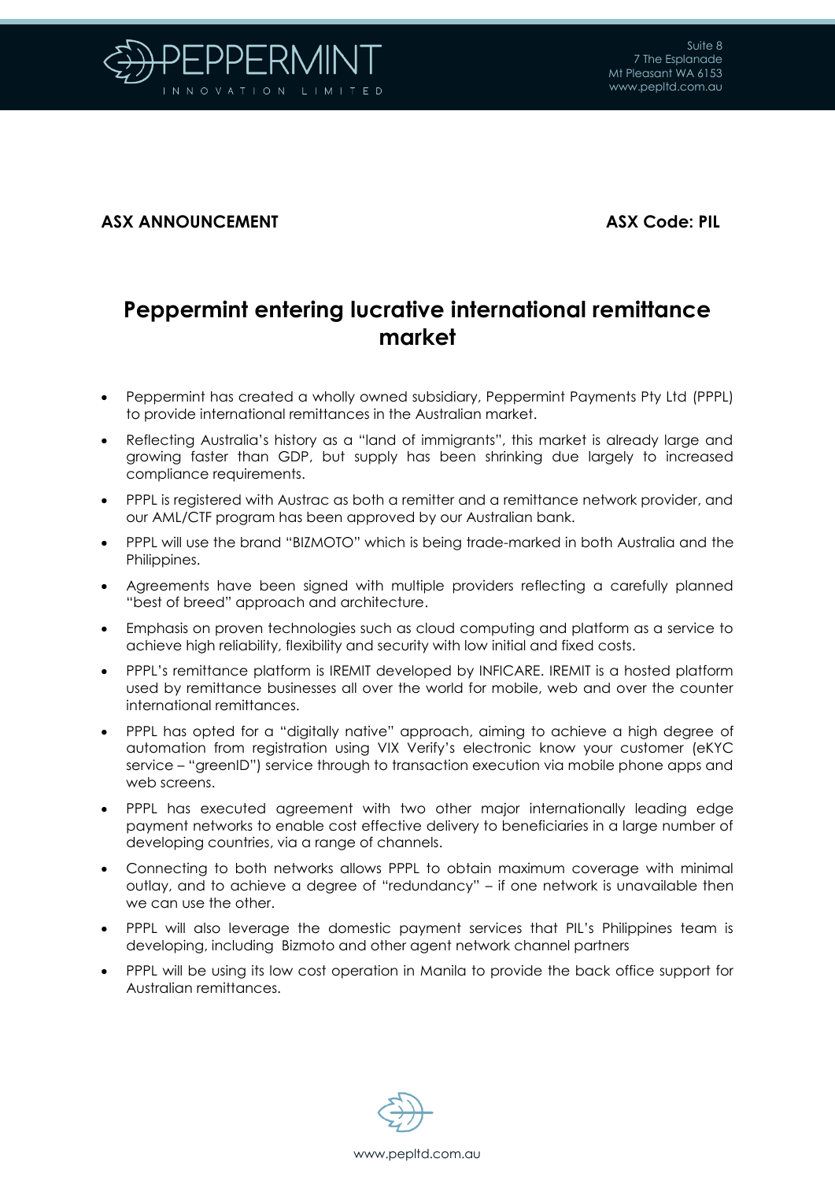**ASX ANNOUNCEMENT** **ASX Code: PIL**

# Peppermint entering lucrative international remittance market

- Peppermint has created a wholly owned subsidiary, Peppermint Payments Pty Ltd (PPPL) to provide international remittances in the Australian market.
- Reflecting Australia's history as a "land of immigrants", this market is already large and growing faster than GDP, but supply has been shrinking due largely to increased compliance requirements.
- PPPL is registered with Austrac as both a remitter and a remittance network provider, and our AML/CTF program has been approved by our Australian bank.
- PPPL will use the brand "BIZMOTO" which is being trade-marked in both Australia and the Philippines.
- Agreements have been signed with multiple providers reflecting a carefully planned "best of breed" approach and architecture.
- Emphasis on proven technologies such as cloud computing and platform as a service to achieve high reliability, flexibility and security with low initial and fixed costs.
- PPPL's remittance platform is IREMIT developed by INFICARE. IREMIT is a hosted platform used by remittance businesses all over the world for mobile, web and over the counter international remittances.
- PPPL has opted for a "digitally native" approach, aiming to achieve a high degree of automation from registration using VIX Verify's electronic know your customer (eKYC service – "greenID") service through to transaction execution via mobile phone apps and web screens.
- PPPL has executed agreement with two other major internationally leading edge payment networks to enable cost effective delivery to beneficiaries in a large number of developing countries, via a range of channels.
- Connecting to both networks allows PPPL to obtain maximum coverage with minimal outlay, and to achieve a degree of "redundancy" – if one network is unavailable then we can use the other.
- PPPL will also leverage the domestic payment services that PIL's Philippines team is developing, including Bizmoto and other agent network channel partners
- PPPL will be using its low cost operation in Manila to provide the back office support for Australian remittances.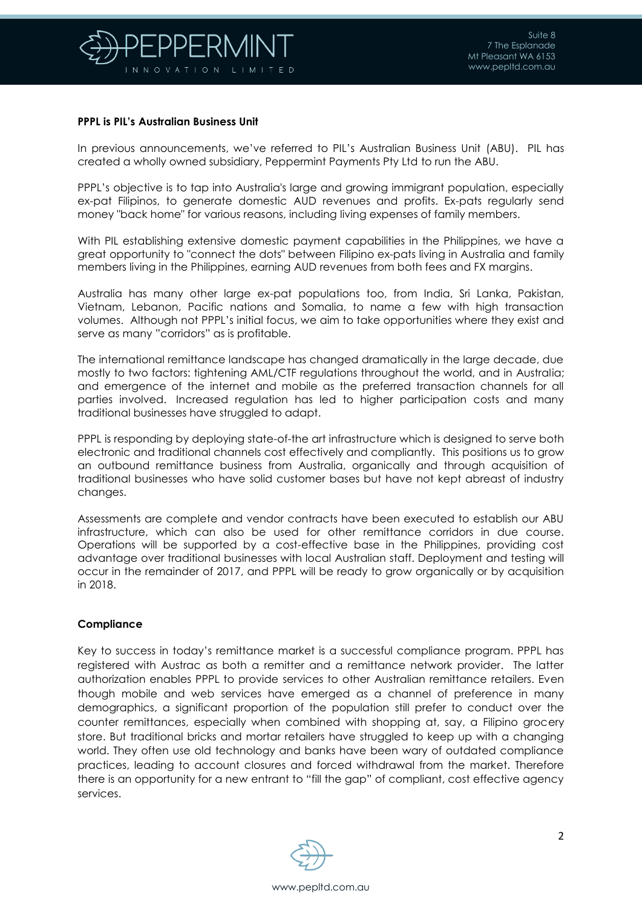**PPPL is PIL's Australian Business Unit**

In previous announcements, we've referred to PIL's Australian Business Unit (ABU). PIL has created a wholly owned subsidiary, Peppermint Payments Pty Ltd to run the ABU.

PPPL's objective is to tap into Australia's large and growing immigrant population, especially ex-pat Filipinos, to generate domestic AUD revenues and profits. Ex-pats regularly send money "back home" for various reasons, including living expenses of family members.

With PIL establishing extensive domestic payment capabilities in the Philippines, we have a great opportunity to "connect the dots" between Filipino ex-pats living in Australia and family members living in the Philippines, earning AUD revenues from both fees and FX margins.

Australia has many other large ex-pat populations too, from India, Sri Lanka, Pakistan, Vietnam, Lebanon, Pacific nations and Somalia, to name a few with high transaction volumes. Although not PPPL's initial focus, we aim to take opportunities where they exist and serve as many "corridors" as is profitable.

The international remittance landscape has changed dramatically in the large decade, due mostly to two factors: tightening AML/CTF regulations throughout the world, and in Australia; and emergence of the internet and mobile as the preferred transaction channels for all parties involved. Increased regulation has led to higher participation costs and many traditional businesses have struggled to adapt.

PPPL is responding by deploying state-of-the art infrastructure which is designed to serve both electronic and traditional channels cost effectively and compliantly. This positions us to grow an outbound remittance business from Australia, organically and through acquisition of traditional businesses who have solid customer bases but have not kept abreast of industry changes.

Assessments are complete and vendor contracts have been executed to establish our ABU infrastructure, which can also be used for other remittance corridors in due course. Operations will be supported by a cost-effective base in the Philippines, providing cost advantage over traditional businesses with local Australian staff. Deployment and testing will occur in the remainder of 2017, and PPPL will be ready to grow organically or by acquisition in 2018.

**Compliance**

Key to success in today's remittance market is a successful compliance program. PPPL has registered with Austrac as both a remitter and a remittance network provider. The latter authorization enables PPPL to provide services to other Australian remittance retailers. Even though mobile and web services have emerged as a channel of preference in many demographics, a significant proportion of the population still prefer to conduct over the counter remittances, especially when combined with shopping at, say, a Filipino grocery store. But traditional bricks and mortar retailers have struggled to keep up with a changing world. They often use old technology and banks have been wary of outdated compliance practices, leading to account closures and forced withdrawal from the market. Therefore there is an opportunity for a new entrant to "fill the gap" of compliant, cost effective agency services.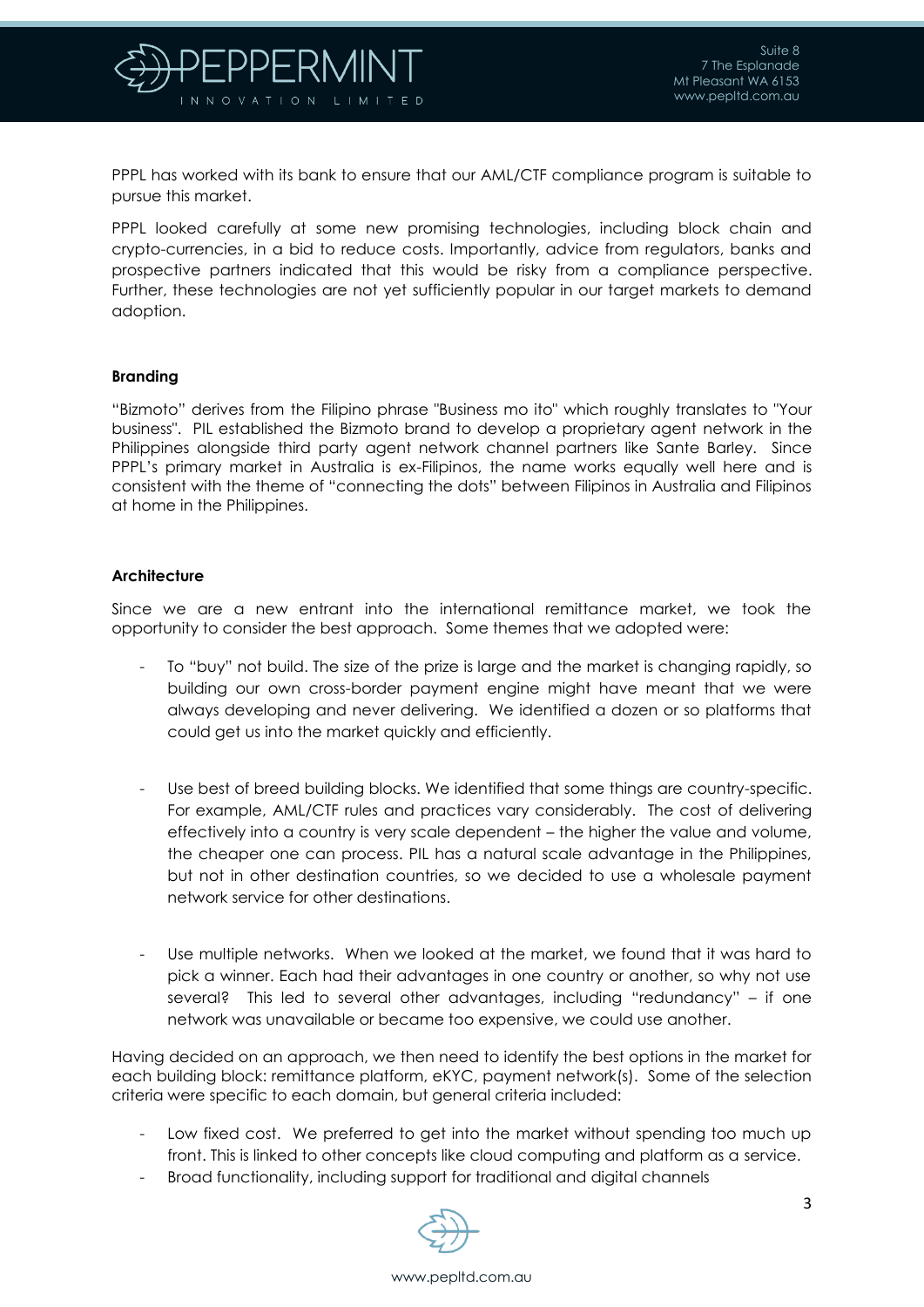PPPL has worked with its bank to ensure that our AML/CTF compliance program is suitable to pursue this market.

PPPL looked carefully at some new promising technologies, including block chain and crypto-currencies, in a bid to reduce costs. Importantly, advice from regulators, banks and prospective partners indicated that this would be risky from a compliance perspective. Further, these technologies are not yet sufficiently popular in our target markets to demand adoption.

**Branding**

"Bizmoto" derives from the Filipino phrase "Business mo ito" which roughly translates to "Your business". PIL established the Bizmoto brand to develop a proprietary agent network in the Philippines alongside third party agent network channel partners like Sante Barley. Since PPPL's primary market in Australia is ex-Filipinos, the name works equally well here and is consistent with the theme of "connecting the dots" between Filipinos in Australia and Filipinos at home in the Philippines.

**Architecture**

Since we are a new entrant into the international remittance market, we took the opportunity to consider the best approach. Some themes that we adopted were:

- To "buy" not build. The size of the prize is large and the market is changing rapidly, so building our own cross-border payment engine might have meant that we were always developing and never delivering. We identified a dozen or so platforms that could get us into the market quickly and efficiently.
- Use best of breed building blocks. We identified that some things are country-specific. For example, AML/CTF rules and practices vary considerably. The cost of delivering effectively into a country is very scale dependent – the higher the value and volume, the cheaper one can process. PIL has a natural scale advantage in the Philippines, but not in other destination countries, so we decided to use a wholesale payment network service for other destinations.
- Use multiple networks. When we looked at the market, we found that it was hard to pick a winner. Each had their advantages in one country or another, so why not use several? This led to several other advantages, including "redundancy" – if one network was unavailable or became too expensive, we could use another.

Having decided on an approach, we then need to identify the best options in the market for each building block: remittance platform, eKYC, payment network(s). Some of the selection criteria were specific to each domain, but general criteria included:

- Low fixed cost. We preferred to get into the market without spending too much up front. This is linked to other concepts like cloud computing and platform as a service.
- Broad functionality, including support for traditional and digital channels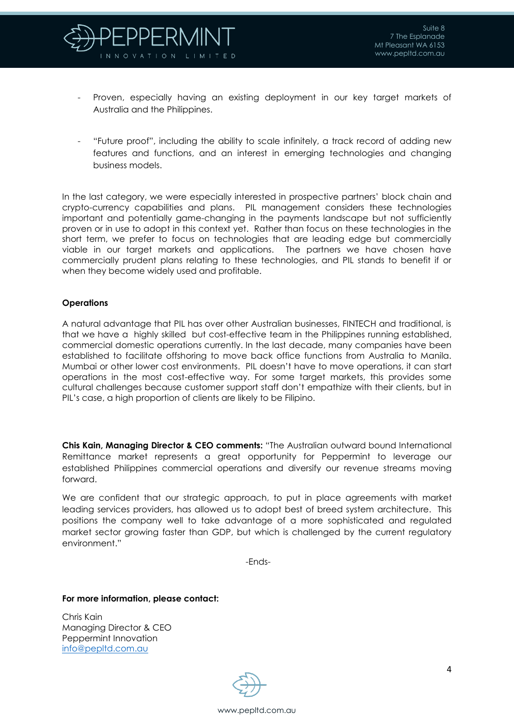- Proven, especially having an existing deployment in our key target markets of Australia and the Philippines.

- "Future proof", including the ability to scale infinitely, a track record of adding new features and functions, and an interest in emerging technologies and changing business models.

In the last category, we were especially interested in prospective partners' block chain and crypto-currency capabilities and plans. PIL management considers these technologies important and potentially game-changing in the payments landscape but not sufficiently proven or in use to adopt in this context yet. Rather than focus on these technologies in the short term, we prefer to focus on technologies that are leading edge but commercially viable in our target markets and applications. The partners we have chosen have commercially prudent plans relating to these technologies, and PIL stands to benefit if or when they become widely used and profitable.

**Operations**

A natural advantage that PIL has over other Australian businesses, FINTECH and traditional, is that we have a highly skilled but cost-effective team in the Philippines running established, commercial domestic operations currently. In the last decade, many companies have been established to facilitate offshoring to move back office functions from Australia to Manila. Mumbai or other lower cost environments. PIL doesn't have to move operations, it can start operations in the most cost-effective way. For some target markets, this provides some cultural challenges because customer support staff don't empathize with their clients, but in PIL's case, a high proportion of clients are likely to be Filipino.

**Chis Kain, Managing Director & CEO comments:** "The Australian outward bound International Remittance market represents a great opportunity for Peppermint to leverage our established Philippines commercial operations and diversify our revenue streams moving forward.

We are confident that our strategic approach, to put in place agreements with market leading services providers, has allowed us to adopt best of breed system architecture. This positions the company well to take advantage of a more sophisticated and regulated market sector growing faster than GDP, but which is challenged by the current regulatory environment."

-Ends-

**For more information, please contact:**

Chris Kain
Managing Director & CEO
Peppermint Innovation
info@pepltd.com.au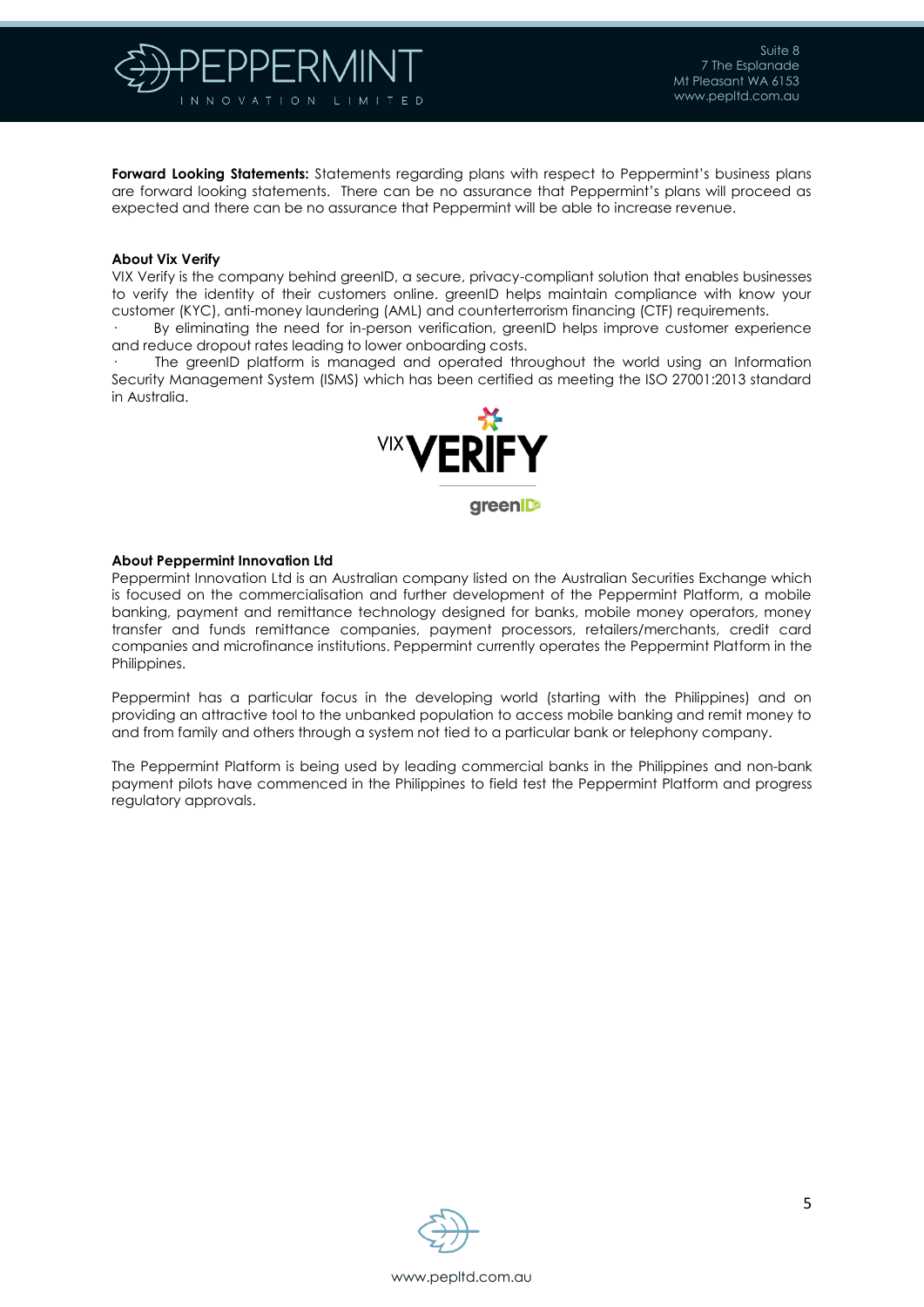**Forward Looking Statements:** Statements regarding plans with respect to Peppermint's business plans are forward looking statements. There can be no assurance that Peppermint's plans will proceed as expected and there can be no assurance that Peppermint will be able to increase revenue.

**About Vix Verify**

VIX Verify is the company behind greenID, a secure, privacy-compliant solution that enables businesses to verify the identity of their customers online. greenID helps maintain compliance with know your customer (KYC), anti-money laundering (AML) and counterterrorism financing (CTF) requirements.

- By eliminating the need for in-person verification, greenID helps improve customer experience and reduce dropout rates leading to lower onboarding costs.
- The greenID platform is managed and operated throughout the world using an Information Security Management System (ISMS) which has been certified as meeting the ISO 27001:2013 standard in Australia.

**About Peppermint Innovation Ltd**

Peppermint Innovation Ltd is an Australian company listed on the Australian Securities Exchange which is focused on the commercialisation and further development of the Peppermint Platform, a mobile banking, payment and remittance technology designed for banks, mobile money operators, money transfer and funds remittance companies, payment processors, retailers/merchants, credit card companies and microfinance institutions. Peppermint currently operates the Peppermint Platform in the Philippines.

Peppermint has a particular focus in the developing world (starting with the Philippines) and on providing an attractive tool to the unbanked population to access mobile banking and remit money to and from family and others through a system not tied to a particular bank or telephony company.

The Peppermint Platform is being used by leading commercial banks in the Philippines and non-bank payment pilots have commenced in the Philippines to field test the Peppermint Platform and progress regulatory approvals.